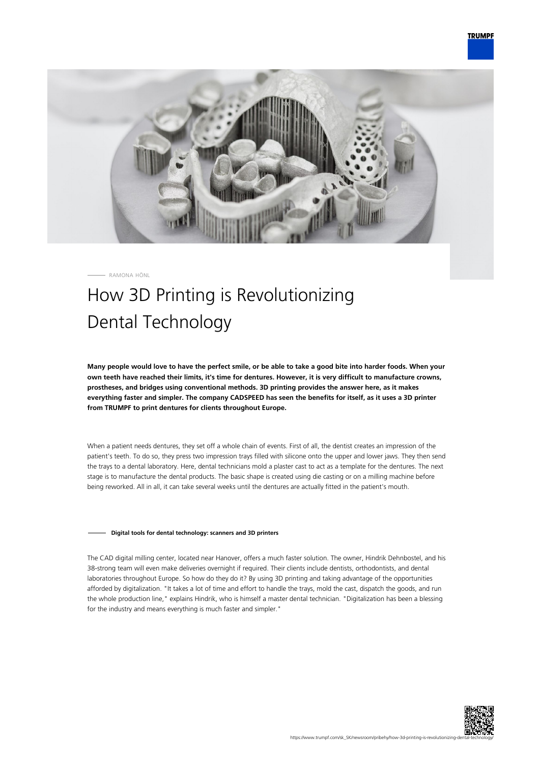RAMONA HÖNL

# How 3D Printing is Revolutionizing Dental Technology

**Many people would love to have the perfect smile, or be able to take a good bite into harder foods. When your own teeth have reached their limits, it's time for dentures. However, it is very difficult to manufacture crowns, prostheses, and bridges using conventional methods. 3D printing provides the answer here, as it makes everything faster and simpler. The company CADSPEED has seen the benefits for itself, as it uses a 3D printer from TRUMPF to print dentures for clients throughout Europe.**

When a patient needs dentures, they set off a whole chain of events. First of all, the dentist creates an impression of the patient's teeth. To do so, they press two impression trays filled with silicone onto the upper and lower jaws. They then send the trays to a dental laboratory. Here, dental technicians mold a plaster cast to act as a template for the dentures. The next stage is to manufacture the dental products. The basic shape is created using die casting or on a milling machine before being reworked. All in all, it can take several weeks until the dentures are actually fitted in the patient's mouth.

## Digital tools for dental technology: scanners and 3D printers

The CAD digital milling center, located near Hanover, offers a much faster solution. The owner, Hindrik Dehnbostel, and his 38-strong team will even make deliveries overnight if required. Their clients include dentists, orthodontists, and dental laboratories throughout Europe. So how do they do it? By using 3D printing and taking advantage of the opportunities afforded by digitalization. "It takes a lot of time and effort to handle the trays, mold the cast, dispatch the goods, and run the whole production line," explains Hindrik, who is himself a master dental technician. "Digitalization has been a blessing for the industry and means everything is much faster and simpler."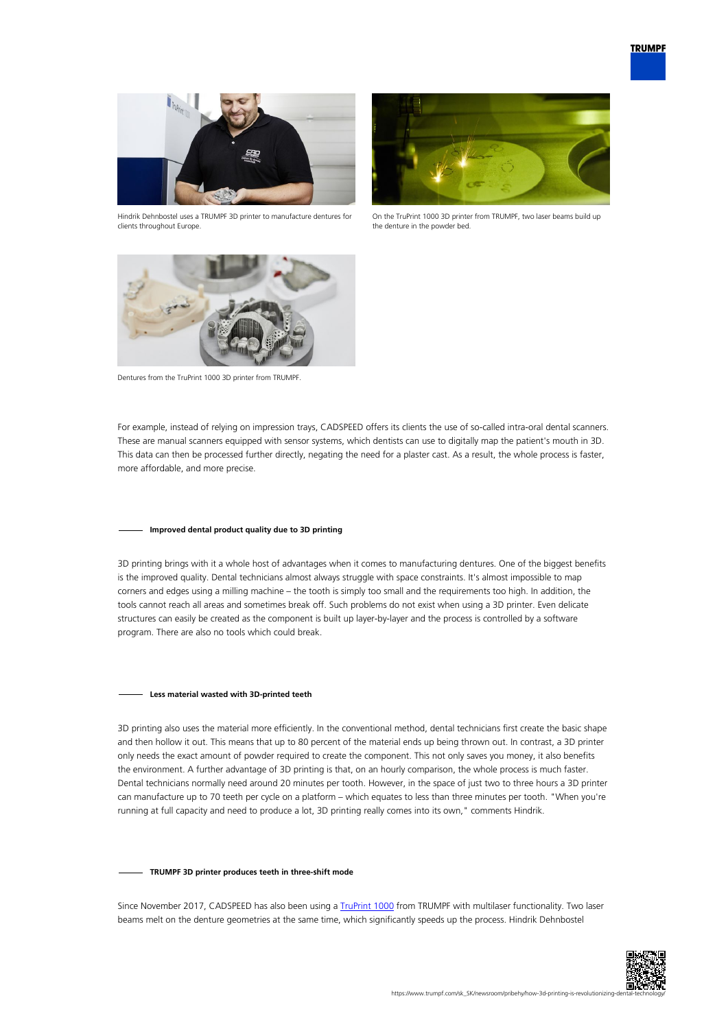Hindrik Dehnbostel uses a TRUMPF 3D printer to manufacture dentures for clients throughout Europe.

On the TruPrint 1000 3D printer from TRUMPF, two laser beams build up the denture in the powder bed.

Dentures from the TruPrint 1000 3D printer from TRUMPF.

For example, instead of relying on impression trays, CADSPEED offers its clients the use of so-called intra-oral dental scanners. These are manual scanners equipped with sensor systems, which dentists can use to digitally map the patient's mouth in 3D. This data can then be processed further directly, negating the need for a plaster cast. As a result, the whole process is faster, more affordable, and more precise.

## Improved dental product quality due to 3D printing

3D printing brings with it a whole host of advantages when it comes to manufacturing dentures. One of the biggest benefits is the improved quality. Dental technicians almost always struggle with space constraints. It's almost impossible to map corners and edges using a milling machine – the tooth is simply too small and the requirements too high. In addition, the tools cannot reach all areas and sometimes break off. Such problems do not exist when using a 3D printer. Even delicate structures can easily be created as the component is built up layer-by-layer and the process is controlled by a software program. There are also no tools which could break.

## Less material wasted with 3D-printed teeth

3D printing also uses the material more efficiently. In the conventional method, dental technicians first create the basic shape and then hollow it out. This means that up to 80 percent of the material ends up being thrown out. In contrast, a 3D printer only needs the exact amount of powder required to create the component. This not only saves you money, it also benefits the environment. A further advantage of 3D printing is that, on an hourly comparison, the whole process is much faster. Dental technicians normally need around 20 minutes per tooth. However, in the space of just two to three hours a 3D printer can manufacture up to 70 teeth per cycle on a platform – which equates to less than three minutes per tooth. "When you're running at full capacity and need to produce a lot, 3D printing really comes into its own," comments Hindrik.

## TRUMPF 3D printer produces teeth in three-shift mode

Since November 2017, CADSPEED has also been using a [TruPrint 1000](https://www.trumpf.com) from TRUMPF with multilaser functionality. Two laser beams melt on the denture geometries at the same time, which significantly speeds up the process. Hindrik Dehnbostel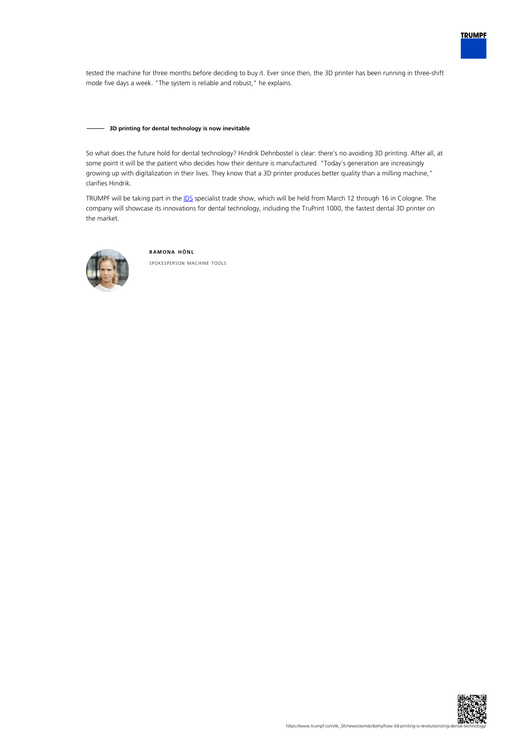tested the machine for three months before deciding to buy it. Ever since then, the 3D printer has been running in three-shift mode five days a week. "The system is reliable and robust," he explains.

## 3D printing for dental technology is now inevitable

So what does the future hold for dental technology? Hindrik Dehnbostel is clear: there's no avoiding 3D printing. After all, at some point it will be the patient who decides how their denture is manufactured. "Today's generation are increasingly growing up with digitalization in their lives. They know that a 3D printer produces better quality than a milling machine," clarifies Hindrik.

TRUMPF will be taking part in the IDS specialist trade show, which will be held from March 12 through 16 in Cologne. The company will showcase its innovations for dental technology, including the TruPrint 1000, the fastest dental 3D printer on the market.

**RAMONA HÖNL**

SPOKESPERSON MACHINE TOOLS